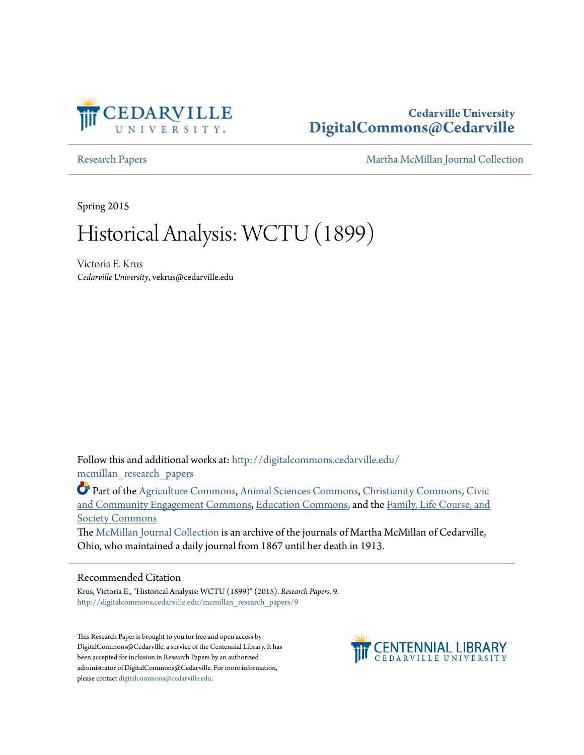Cedarville University
DigitalCommons@Cedarville

Research Papers | Martha McMillan Journal Collection

Spring 2015

# Historical Analysis: WCTU (1899)

Victoria E. Krus
*Cedarville University*, vekrus@cedarville.edu

Follow this and additional works at: http://digitalcommons.cedarville.edu/mcmillan_research_papers

Part of the Agriculture Commons, Animal Sciences Commons, Christianity Commons, Civic and Community Engagement Commons, Education Commons, and the Family, Life Course, and Society Commons

The McMillan Journal Collection is an archive of the journals of Martha McMillan of Cedarville, Ohio, who maintained a daily journal from 1867 until her death in 1913.

## Recommended Citation

Krus, Victoria E., "Historical Analysis: WCTU (1899)" (2015). *Research Papers*. 9.
http://digitalcommons.cedarville.edu/mcmillan_research_papers/9

This Research Paper is brought to you for free and open access by DigitalCommons@Cedarville, a service of the Centennial Library. It has been accepted for inclusion in Research Papers by an authorized administrator of DigitalCommons@Cedarville. For more information, please contact digitalcommons@cedarville.edu.

CENTENNIAL LIBRARY
CEDARVILLE UNIVERSITY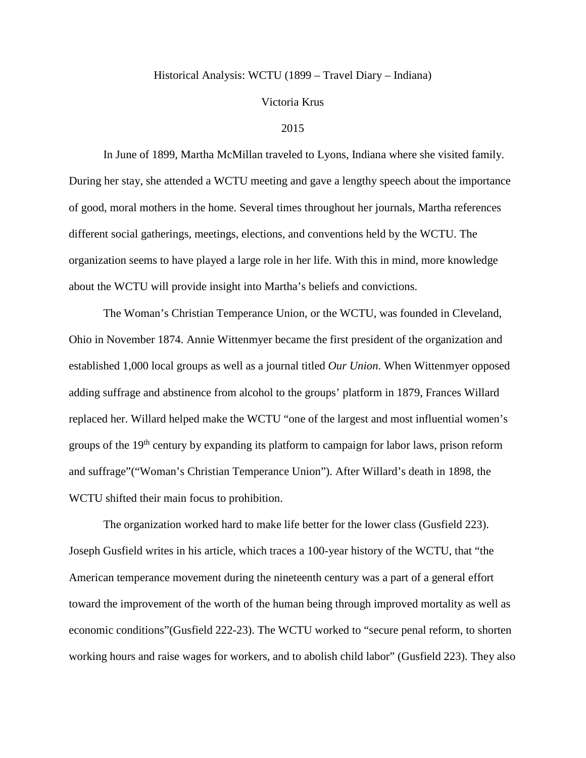Historical Analysis: WCTU (1899 – Travel Diary – Indiana)

Victoria Krus

2015

In June of 1899, Martha McMillan traveled to Lyons, Indiana where she visited family. During her stay, she attended a WCTU meeting and gave a lengthy speech about the importance of good, moral mothers in the home. Several times throughout her journals, Martha references different social gatherings, meetings, elections, and conventions held by the WCTU. The organization seems to have played a large role in her life. With this in mind, more knowledge about the WCTU will provide insight into Martha's beliefs and convictions.

The Woman's Christian Temperance Union, or the WCTU, was founded in Cleveland, Ohio in November 1874. Annie Wittenmyer became the first president of the organization and established 1,000 local groups as well as a journal titled *Our Union*. When Wittenmyer opposed adding suffrage and abstinence from alcohol to the groups' platform in 1879, Frances Willard replaced her. Willard helped make the WCTU "one of the largest and most influential women's groups of the 19th century by expanding its platform to campaign for labor laws, prison reform and suffrage"("Woman's Christian Temperance Union"). After Willard's death in 1898, the WCTU shifted their main focus to prohibition.

The organization worked hard to make life better for the lower class (Gusfield 223). Joseph Gusfield writes in his article, which traces a 100-year history of the WCTU, that "the American temperance movement during the nineteenth century was a part of a general effort toward the improvement of the worth of the human being through improved mortality as well as economic conditions"(Gusfield 222-23). The WCTU worked to "secure penal reform, to shorten working hours and raise wages for workers, and to abolish child labor" (Gusfield 223). They also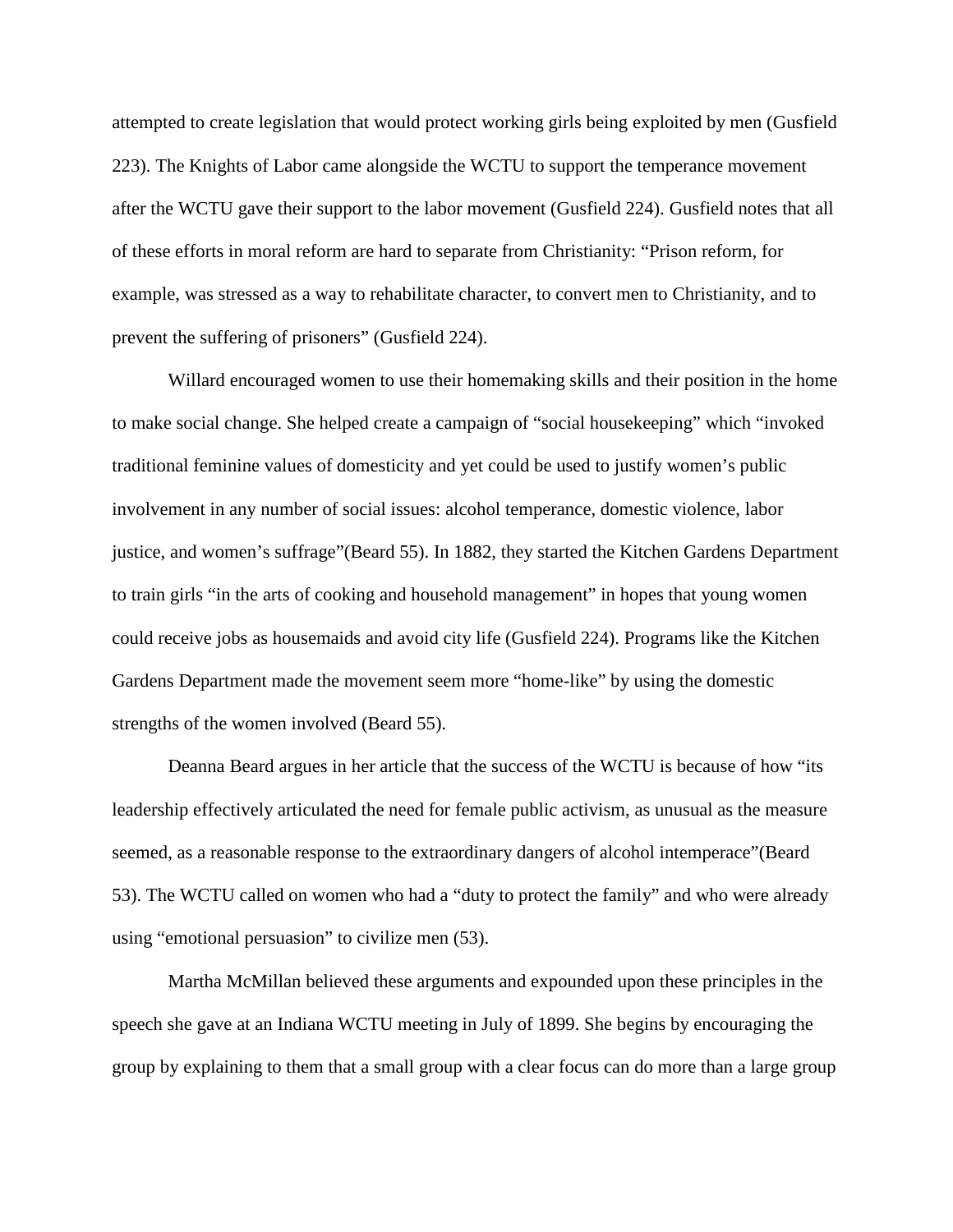attempted to create legislation that would protect working girls being exploited by men (Gusfield 223). The Knights of Labor came alongside the WCTU to support the temperance movement after the WCTU gave their support to the labor movement (Gusfield 224). Gusfield notes that all of these efforts in moral reform are hard to separate from Christianity: "Prison reform, for example, was stressed as a way to rehabilitate character, to convert men to Christianity, and to prevent the suffering of prisoners" (Gusfield 224).

Willard encouraged women to use their homemaking skills and their position in the home to make social change. She helped create a campaign of "social housekeeping" which "invoked traditional feminine values of domesticity and yet could be used to justify women's public involvement in any number of social issues: alcohol temperance, domestic violence, labor justice, and women's suffrage"(Beard 55). In 1882, they started the Kitchen Gardens Department to train girls "in the arts of cooking and household management" in hopes that young women could receive jobs as housemaids and avoid city life (Gusfield 224). Programs like the Kitchen Gardens Department made the movement seem more "home-like" by using the domestic strengths of the women involved (Beard 55).

Deanna Beard argues in her article that the success of the WCTU is because of how "its leadership effectively articulated the need for female public activism, as unusual as the measure seemed, as a reasonable response to the extraordinary dangers of alcohol intemperace"(Beard 53). The WCTU called on women who had a "duty to protect the family" and who were already using "emotional persuasion" to civilize men (53).

Martha McMillan believed these arguments and expounded upon these principles in the speech she gave at an Indiana WCTU meeting in July of 1899. She begins by encouraging the group by explaining to them that a small group with a clear focus can do more than a large group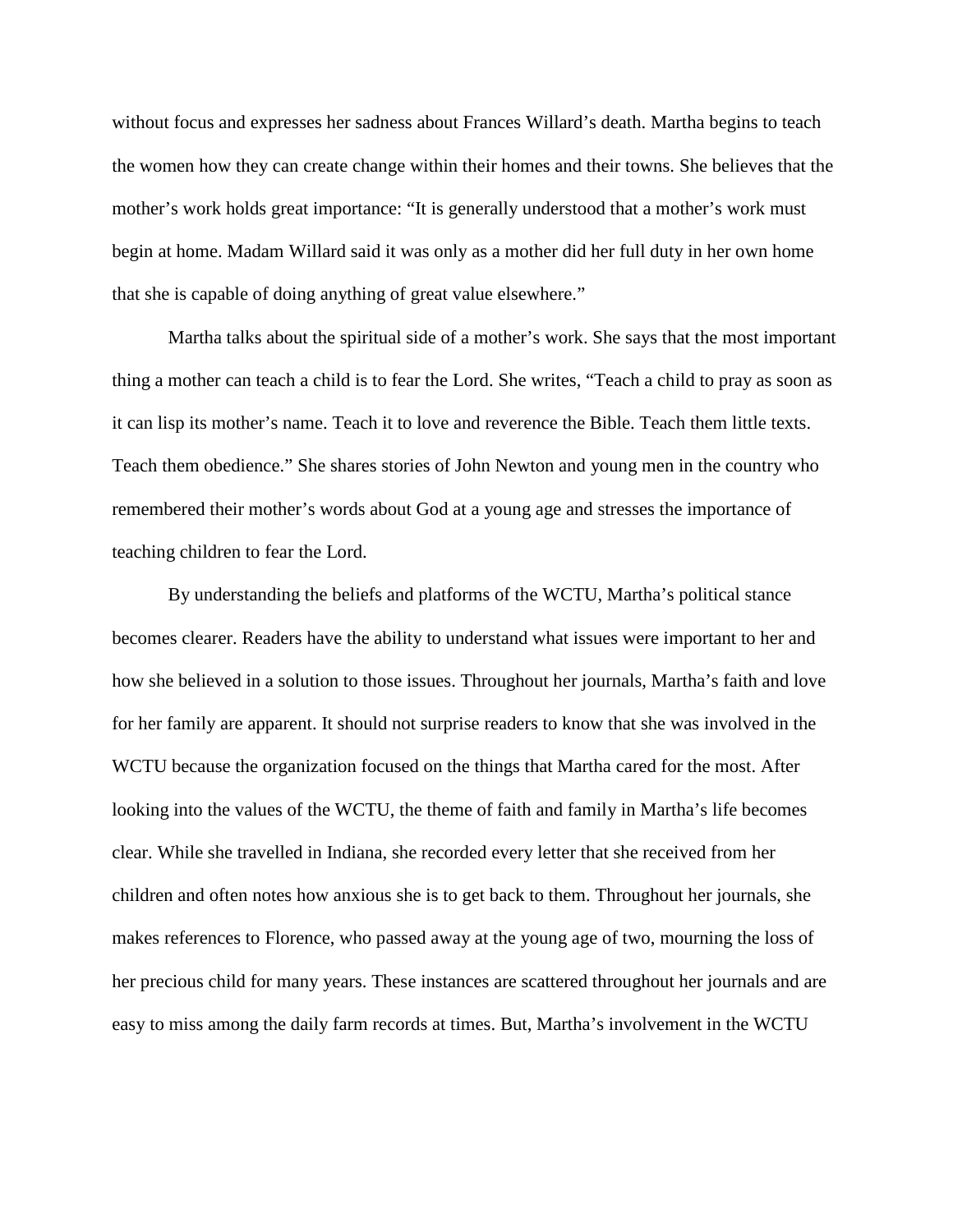without focus and expresses her sadness about Frances Willard's death. Martha begins to teach the women how they can create change within their homes and their towns. She believes that the mother's work holds great importance: "It is generally understood that a mother's work must begin at home. Madam Willard said it was only as a mother did her full duty in her own home that she is capable of doing anything of great value elsewhere."

Martha talks about the spiritual side of a mother's work. She says that the most important thing a mother can teach a child is to fear the Lord. She writes, "Teach a child to pray as soon as it can lisp its mother's name. Teach it to love and reverence the Bible. Teach them little texts. Teach them obedience." She shares stories of John Newton and young men in the country who remembered their mother's words about God at a young age and stresses the importance of teaching children to fear the Lord.

By understanding the beliefs and platforms of the WCTU, Martha's political stance becomes clearer. Readers have the ability to understand what issues were important to her and how she believed in a solution to those issues. Throughout her journals, Martha's faith and love for her family are apparent. It should not surprise readers to know that she was involved in the WCTU because the organization focused on the things that Martha cared for the most. After looking into the values of the WCTU, the theme of faith and family in Martha's life becomes clear. While she travelled in Indiana, she recorded every letter that she received from her children and often notes how anxious she is to get back to them. Throughout her journals, she makes references to Florence, who passed away at the young age of two, mourning the loss of her precious child for many years. These instances are scattered throughout her journals and are easy to miss among the daily farm records at times. But, Martha's involvement in the WCTU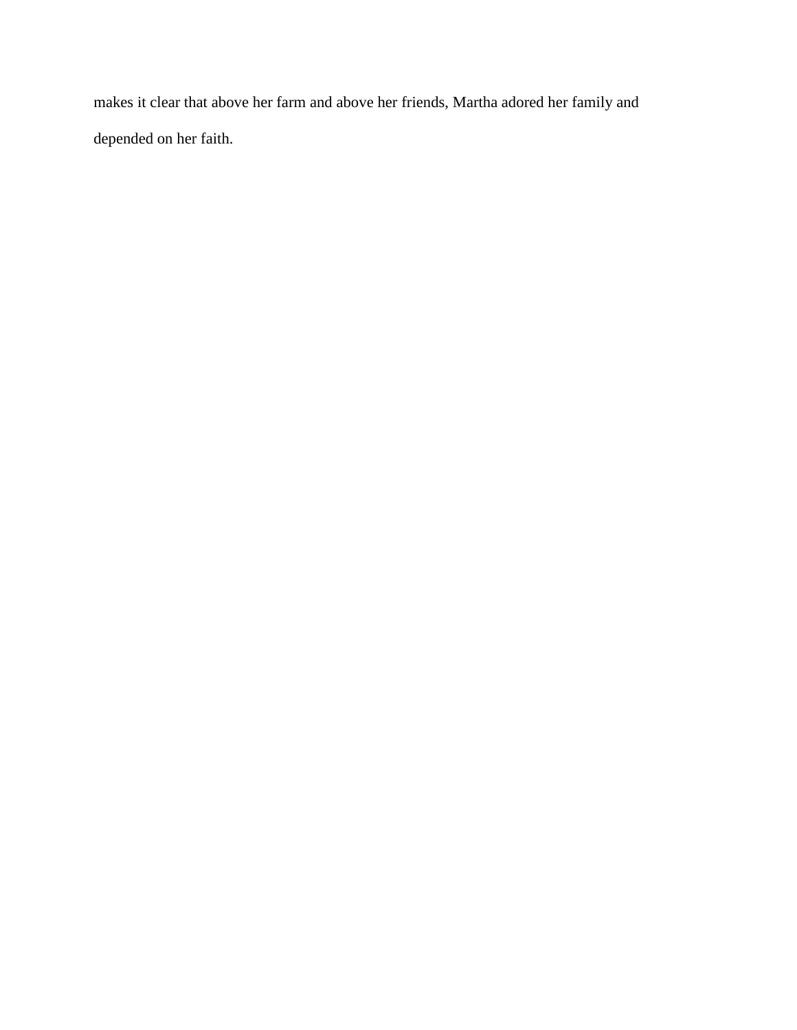makes it clear that above her farm and above her friends, Martha adored her family and depended on her faith.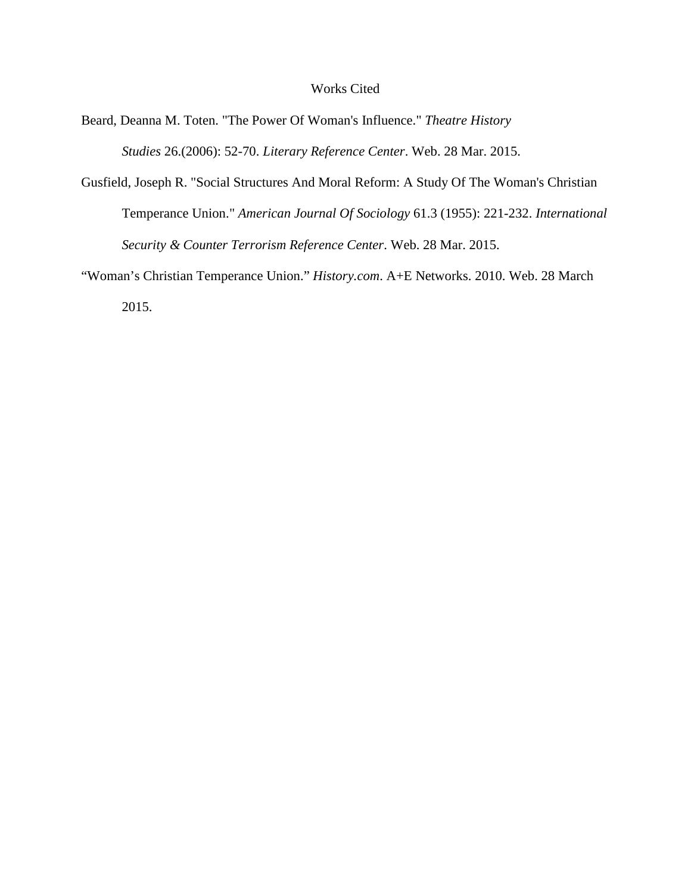# Works Cited

Beard, Deanna M. Toten. "The Power Of Woman's Influence." *Theatre History Studies* 26.(2006): 52-70. *Literary Reference Center*. Web. 28 Mar. 2015.

Gusfield, Joseph R. "Social Structures And Moral Reform: A Study Of The Woman's Christian Temperance Union." *American Journal Of Sociology* 61.3 (1955): 221-232. *International Security & Counter Terrorism Reference Center*. Web. 28 Mar. 2015.

"Woman's Christian Temperance Union." *History.com*. A+E Networks. 2010. Web. 28 March 2015.